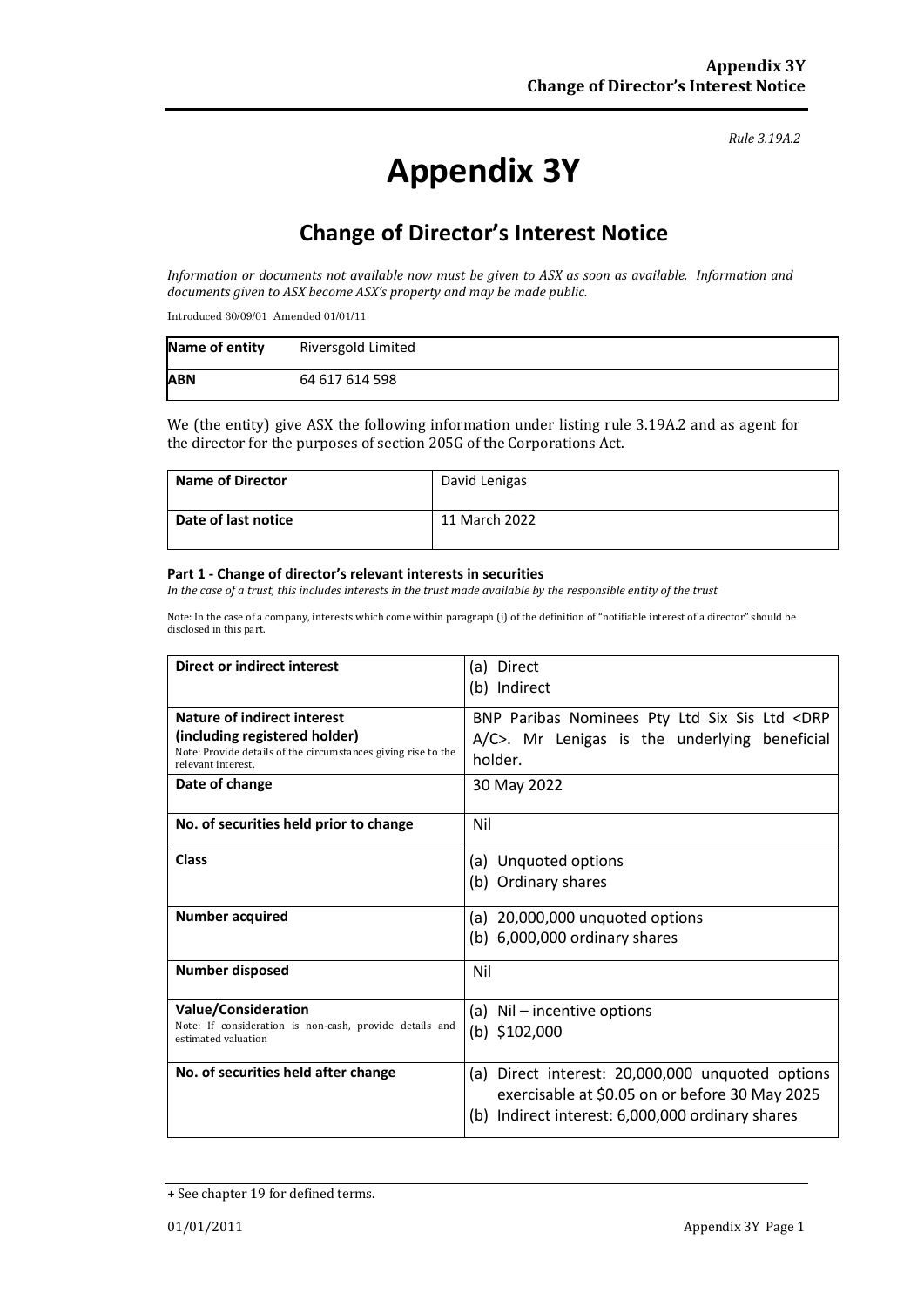*Rule 3.19A.2*

# Appendix 3Y

## Change of Director's Interest Notice

*Information or documents not available now must be given to ASX as soon as available. Information and documents given to ASX become ASX's property and may be made public.*

Introduced 30/09/01 Amended 01/01/11

| **Name of entity** | Riversgold Limited |
|---|---|
| **ABN** | 64 617 614 598 |

We (the entity) give ASX the following information under listing rule 3.19A.2 and as agent for the director for the purposes of section 205G of the Corporations Act.

| **Name of Director** | David Lenigas |
|---|---|
| **Date of last notice** | 11 March 2022 |

#### Part 1 - Change of director's relevant interests in securities

*In the case of a trust, this includes interests in the trust made available by the responsible entity of the trust*

Note: In the case of a company, interests which come within paragraph (i) of the definition of "notifiable interest of a director" should be disclosed in this part.

| **Direct or indirect interest** | (a) Direct<br>(b) Indirect |
|---|---|
| **Nature of indirect interest (including registered holder)**<br>Note: Provide details of the circumstances giving rise to the relevant interest. | BNP Paribas Nominees Pty Ltd Six Sis Ltd <DRP A/C>. Mr Lenigas is the underlying beneficial holder. |
| **Date of change** | 30 May 2022 |
| **No. of securities held prior to change** | Nil |
| **Class** | (a) Unquoted options<br>(b) Ordinary shares |
| **Number acquired** | (a) 20,000,000 unquoted options<br>(b) 6,000,000 ordinary shares |
| **Number disposed** | Nil |
| **Value/Consideration**<br>Note: If consideration is non-cash, provide details and estimated valuation | (a) Nil – incentive options<br>(b) $102,000 |
| **No. of securities held after change** | (a) Direct interest: 20,000,000 unquoted options exercisable at $0.05 on or before 30 May 2025<br>(b) Indirect interest: 6,000,000 ordinary shares |

+ See chapter 19 for defined terms.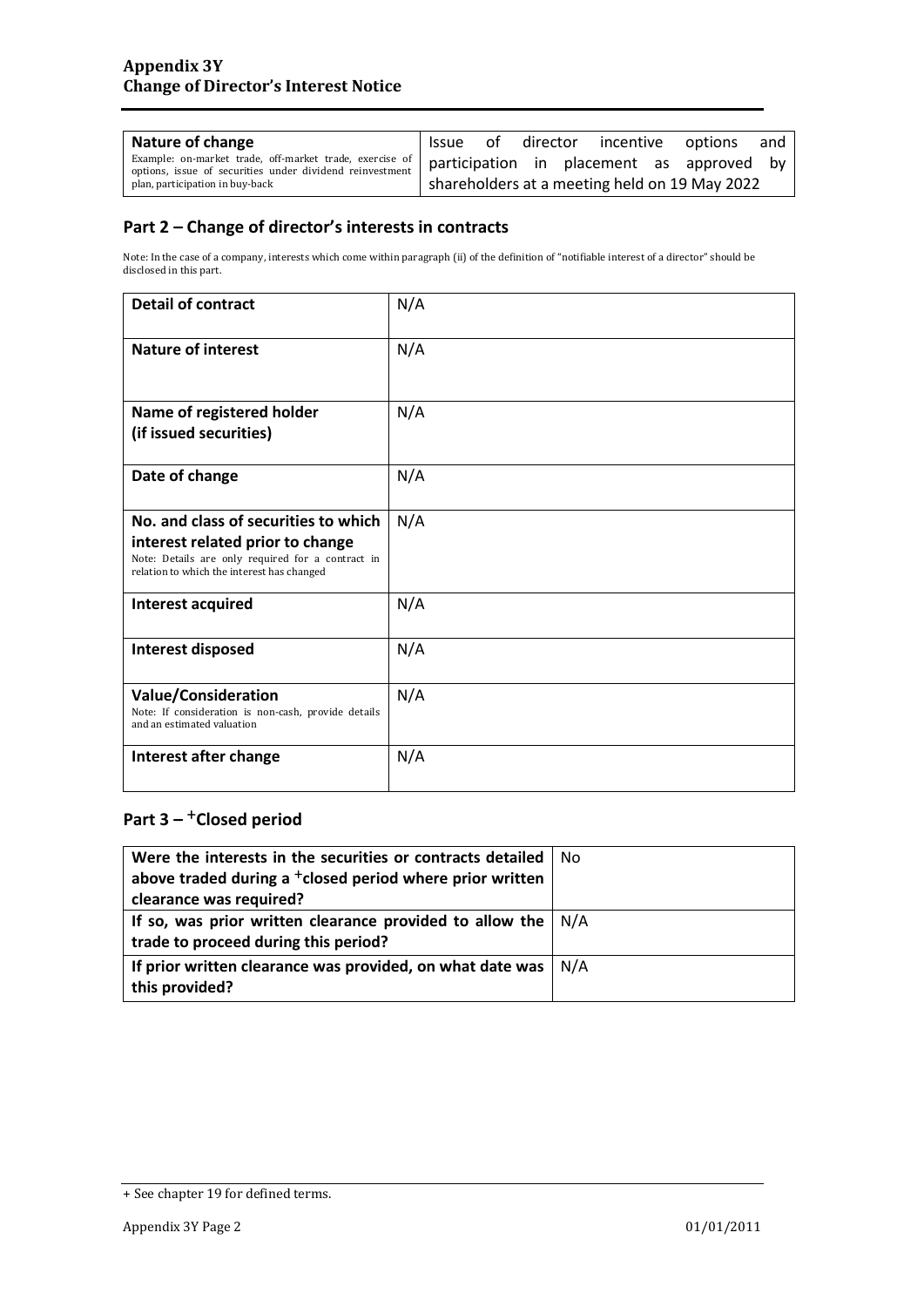| **Nature of change** Example: on-market trade, off-market trade, exercise of options, issue of securities under dividend reinvestment plan, participation in buy-back | Issue of director incentive options and participation in placement as approved by shareholders at a meeting held on 19 May 2022 |
|---|---|

## Part 2 – Change of director's interests in contracts

Note: In the case of a company, interests which come within paragraph (ii) of the definition of "notifiable interest of a director" should be disclosed in this part.

| **Detail of contract** | N/A |
|---|---|
| **Nature of interest** | N/A |
| **Name of registered holder (if issued securities)** | N/A |
| **Date of change** | N/A |
| **No. and class of securities to which interest related prior to change** Note: Details are only required for a contract in relation to which the interest has changed | N/A |
| **Interest acquired** | N/A |
| **Interest disposed** | N/A |
| **Value/Consideration** Note: If consideration is non-cash, provide details and an estimated valuation | N/A |
| **Interest after change** | N/A |

## Part 3 – +Closed period

| **Were the interests in the securities or contracts detailed above traded during a +closed period where prior written clearance was required?** | No |
|---|---|
| **If so, was prior written clearance provided to allow the trade to proceed during this period?** | N/A |
| **If prior written clearance was provided, on what date was this provided?** | N/A |

+ See chapter 19 for defined terms.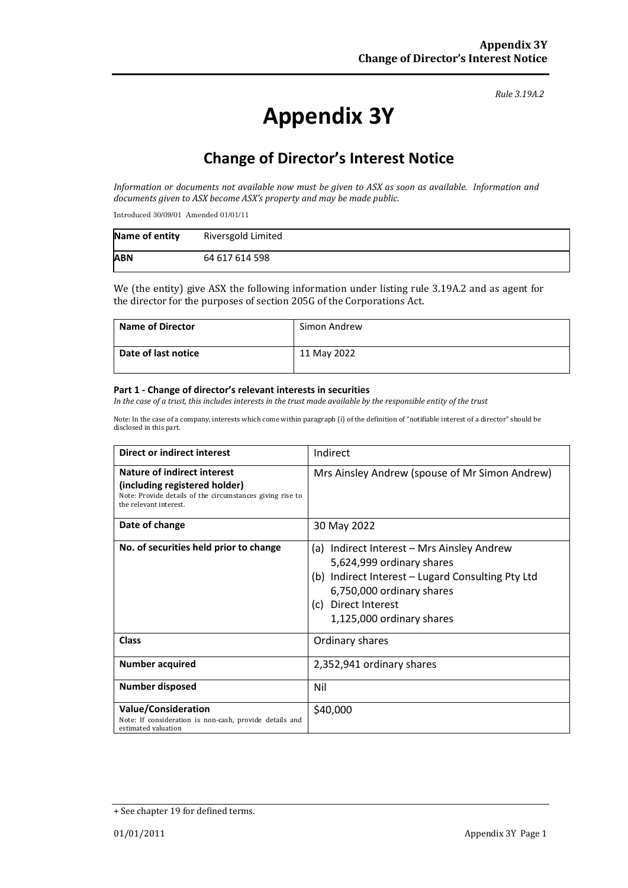*Rule 3.19A.2*

# Appendix 3Y

## Change of Director's Interest Notice

*Information or documents not available now must be given to ASX as soon as available. Information and documents given to ASX become ASX's property and may be made public.*

Introduced 30/09/01 Amended 01/01/11

| **Name of entity** | Riversgold Limited |
|---|---|
| **ABN** | 64 617 614 598 |

We (the entity) give ASX the following information under listing rule 3.19A.2 and as agent for the director for the purposes of section 205G of the Corporations Act.

| **Name of Director** | Simon Andrew |
|---|---|
| **Date of last notice** | 11 May 2022 |

#### Part 1 - Change of director's relevant interests in securities

*In the case of a trust, this includes interests in the trust made available by the responsible entity of the trust*

Note: In the case of a company, interests which come within paragraph (i) of the definition of "notifiable interest of a director" should be disclosed in this part.

| **Direct or indirect interest** | Indirect |
|---|---|
| **Nature of indirect interest (including registered holder)** Note: Provide details of the circumstances giving rise to the relevant interest. | Mrs Ainsley Andrew (spouse of Mr Simon Andrew) |
| **Date of change** | 30 May 2022 |
| **No. of securities held prior to change** | (a) Indirect Interest – Mrs Ainsley Andrew 5,624,999 ordinary shares<br>(b) Indirect Interest – Lugard Consulting Pty Ltd 6,750,000 ordinary shares<br>(c) Direct Interest 1,125,000 ordinary shares |
| **Class** | Ordinary shares |
| **Number acquired** | 2,352,941 ordinary shares |
| **Number disposed** | Nil |
| **Value/Consideration** Note: If consideration is non-cash, provide details and estimated valuation | $40,000 |

+ See chapter 19 for defined terms.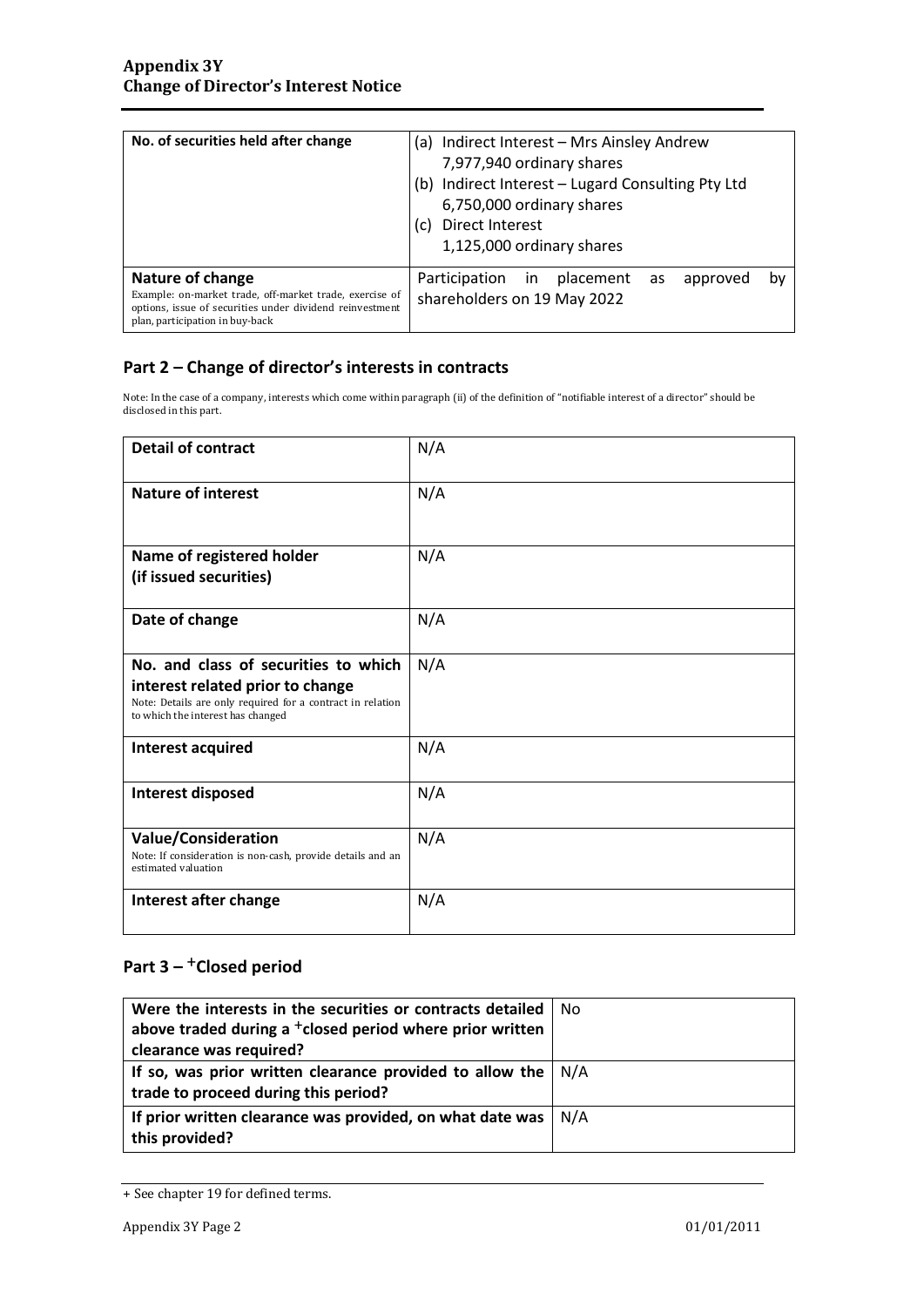| No. of securities held after change | (a) Indirect Interest – Mrs Ainsley Andrew<br>7,977,940 ordinary shares<br>(b) Indirect Interest – Lugard Consulting Pty Ltd<br>6,750,000 ordinary shares<br>(c) Direct Interest<br>1,125,000 ordinary shares |
|---|---|
| **Nature of change**<br>Example: on-market trade, off-market trade, exercise of options, issue of securities under dividend reinvestment plan, participation in buy-back | Participation in placement as approved by shareholders on 19 May 2022 |

## Part 2 – Change of director's interests in contracts

Note: In the case of a company, interests which come within paragraph (ii) of the definition of "notifiable interest of a director" should be disclosed in this part.

| Detail of contract | N/A |
|---|---|
| **Nature of interest** | N/A |
| **Name of registered holder (if issued securities)** | N/A |
| **Date of change** | N/A |
| **No. and class of securities to which interest related prior to change**<br>Note: Details are only required for a contract in relation to which the interest has changed | N/A |
| **Interest acquired** | N/A |
| **Interest disposed** | N/A |
| **Value/Consideration**<br>Note: If consideration is non-cash, provide details and an estimated valuation | N/A |
| **Interest after change** | N/A |

## Part 3 – +Closed period

| Were the interests in the securities or contracts detailed above traded during a +closed period where prior written clearance was required? | No |
|---|---|
| **If so, was prior written clearance provided to allow the trade to proceed during this period?** | N/A |
| **If prior written clearance was provided, on what date was this provided?** | N/A |

+ See chapter 19 for defined terms.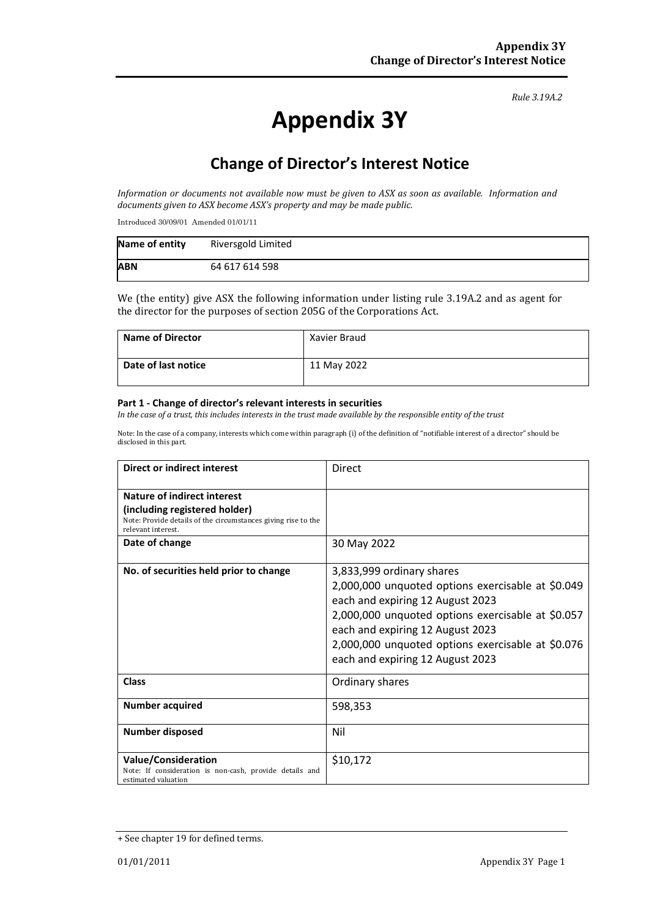*Rule 3.19A.2*

# Appendix 3Y

## Change of Director's Interest Notice

*Information or documents not available now must be given to ASX as soon as available. Information and documents given to ASX become ASX's property and may be made public.*

Introduced 30/09/01 Amended 01/01/11

| **Name of entity** | Riversgold Limited |
|---|---|
| **ABN** | 64 617 614 598 |

We (the entity) give ASX the following information under listing rule 3.19A.2 and as agent for the director for the purposes of section 205G of the Corporations Act.

| **Name of Director** | Xavier Braud |
|---|---|
| **Date of last notice** | 11 May 2022 |

#### Part 1 - Change of director's relevant interests in securities

*In the case of a trust, this includes interests in the trust made available by the responsible entity of the trust*

Note: In the case of a company, interests which come within paragraph (i) of the definition of "notifiable interest of a director" should be disclosed in this part.

| **Direct or indirect interest** | Direct |
|---|---|
| **Nature of indirect interest (including registered holder)** Note: Provide details of the circumstances giving rise to the relevant interest. | |
| **Date of change** | 30 May 2022 |
| **No. of securities held prior to change** | 3,833,999 ordinary shares<br>2,000,000 unquoted options exercisable at $0.049 each and expiring 12 August 2023<br>2,000,000 unquoted options exercisable at $0.057 each and expiring 12 August 2023<br>2,000,000 unquoted options exercisable at $0.076 each and expiring 12 August 2023 |
| **Class** | Ordinary shares |
| **Number acquired** | 598,353 |
| **Number disposed** | Nil |
| **Value/Consideration** Note: If consideration is non-cash, provide details and estimated valuation | $10,172 |

+ See chapter 19 for defined terms.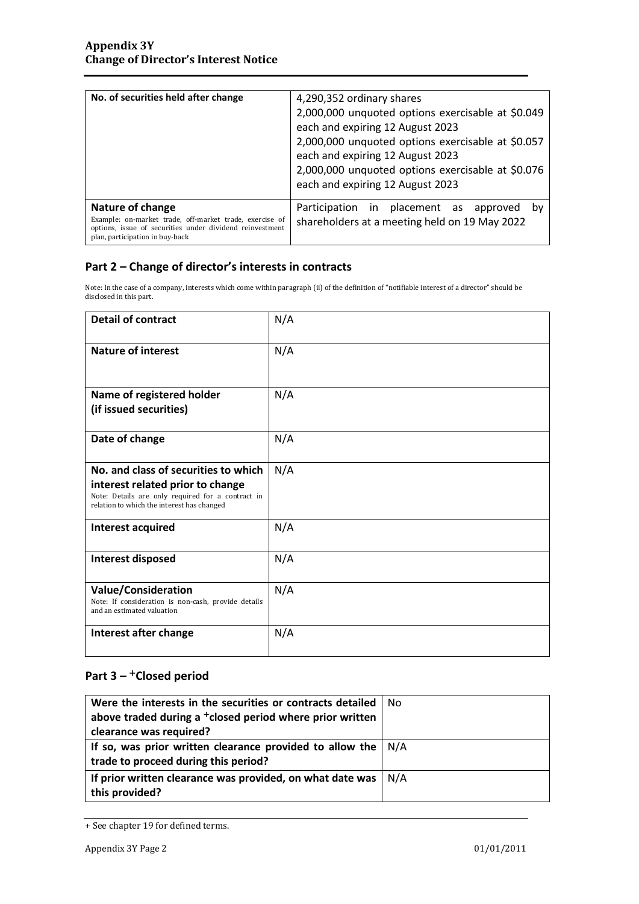| | |
|---|---|
| **No. of securities held after change** | 4,290,352 ordinary shares<br>2,000,000 unquoted options exercisable at $0.049 each and expiring 12 August 2023<br>2,000,000 unquoted options exercisable at $0.057 each and expiring 12 August 2023<br>2,000,000 unquoted options exercisable at $0.076 each and expiring 12 August 2023 |
| **Nature of change**<br>Example: on-market trade, off-market trade, exercise of options, issue of securities under dividend reinvestment plan, participation in buy-back | Participation in placement as approved by shareholders at a meeting held on 19 May 2022 |

## Part 2 – Change of director's interests in contracts

Note: In the case of a company, interests which come within paragraph (ii) of the definition of "notifiable interest of a director" should be disclosed in this part.

| | |
|---|---|
| **Detail of contract** | N/A |
| **Nature of interest** | N/A |
| **Name of registered holder (if issued securities)** | N/A |
| **Date of change** | N/A |
| **No. and class of securities to which interest related prior to change**<br>Note: Details are only required for a contract in relation to which the interest has changed | N/A |
| **Interest acquired** | N/A |
| **Interest disposed** | N/A |
| **Value/Consideration**<br>Note: If consideration is non-cash, provide details and an estimated valuation | N/A |
| **Interest after change** | N/A |

## Part 3 – +Closed period

| | |
|---|---|
| **Were the interests in the securities or contracts detailed above traded during a +closed period where prior written clearance was required?** | No |
| **If so, was prior written clearance provided to allow the trade to proceed during this period?** | N/A |
| **If prior written clearance was provided, on what date was this provided?** | N/A |

+ See chapter 19 for defined terms.